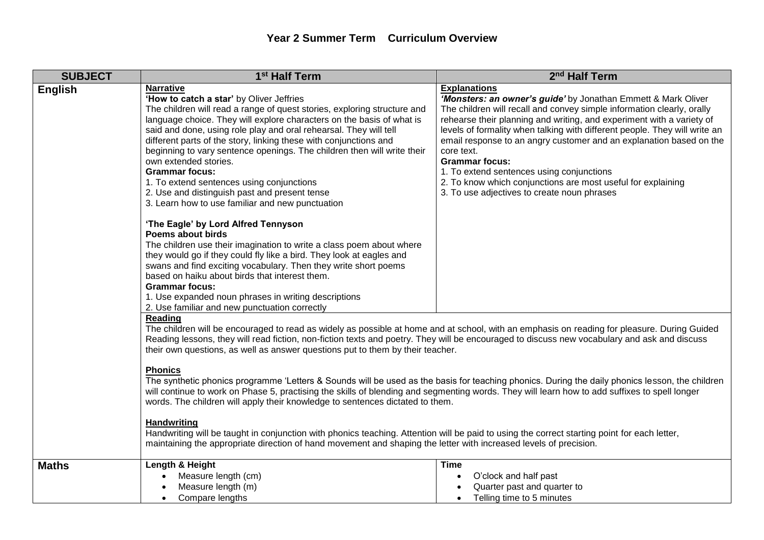# Year 2 Summer Term Curriculum Overview

| SUBJECT | 1st Half Term | 2nd Half Term |
|---|---|---|
| **English** | **Narrative**<br>**'How to catch a star'** by Oliver Jeffries<br>The children will read a range of quest stories, exploring structure and language choice. They will explore characters on the basis of what is said and done, using role play and oral rehearsal. They will tell different parts of the story, linking these with conjunctions and beginning to vary sentence openings. The children then will write their own extended stories.<br>**Grammar focus:**<br>1. To extend sentences using conjunctions<br>2. Use and distinguish past and present tense<br>3. Learn how to use familiar and new punctuation<br><br>**'The Eagle' by Lord Alfred Tennyson**<br>**Poems about birds**<br>The children use their imagination to write a class poem about where they would go if they could fly like a bird. They look at eagles and swans and find exciting vocabulary. Then they write short poems based on haiku about birds that interest them.<br>**Grammar focus:**<br>1. Use expanded noun phrases in writing descriptions<br>2. Use familiar and new punctuation correctly | **Explanations**<br>***'Monsters: an owner's guide'*** by Jonathan Emmett & Mark Oliver<br>The children will recall and convey simple information clearly, orally rehearse their planning and writing, and experiment with a variety of levels of formality when talking with different people. They will write an email response to an angry customer and an explanation based on the core text.<br>**Grammar focus:**<br>1. To extend sentences using conjunctions<br>2. To know which conjunctions are most useful for explaining<br>3. To use adjectives to create noun phrases |
| | **Reading**<br>The children will be encouraged to read as widely as possible at home and at school, with an emphasis on reading for pleasure. During Guided Reading lessons, they will read fiction, non-fiction texts and poetry. They will be encouraged to discuss new vocabulary and ask and discuss their own questions, as well as answer questions put to them by their teacher.<br><br>**Phonics**<br>The synthetic phonics programme 'Letters & Sounds will be used as the basis for teaching phonics. During the daily phonics lesson, the children will continue to work on Phase 5, practising the skills of blending and segmenting words. They will learn how to add suffixes to spell longer words. The children will apply their knowledge to sentences dictated to them.<br><br>**Handwriting**<br>Handwriting will be taught in conjunction with phonics teaching. Attention will be paid to using the correct starting point for each letter, maintaining the appropriate direction of hand movement and shaping the letter with increased levels of precision. | |
| **Maths** | **Length & Height**<br>• Measure length (cm)<br>• Measure length (m)<br>• Compare lengths | **Time**<br>• O'clock and half past<br>• Quarter past and quarter to<br>• Telling time to 5 minutes |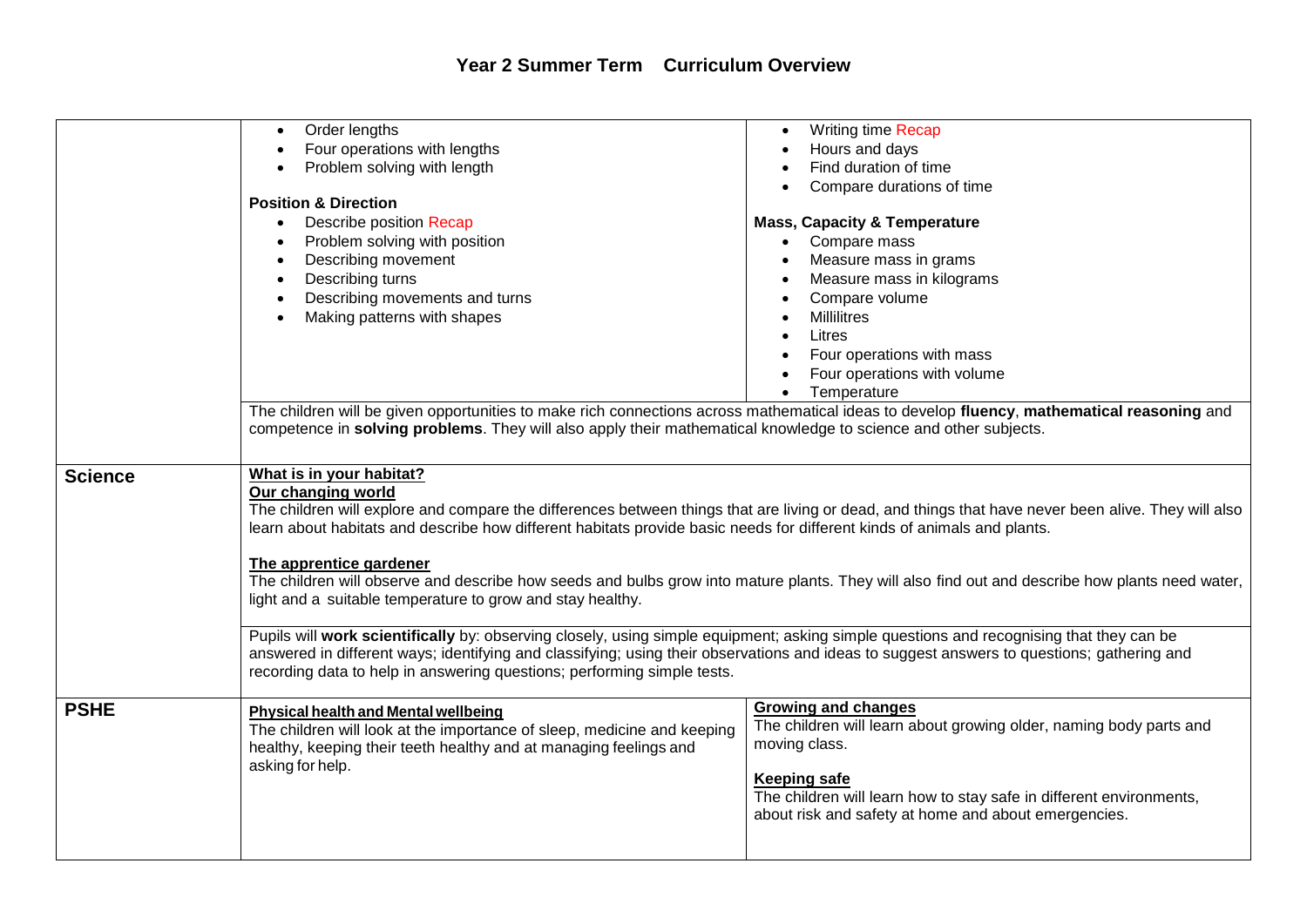# Year 2 Summer Term Curriculum Overview

| | | |
|---|---|---|
| | • Order lengths<br>• Four operations with lengths<br>• Problem solving with length<br><br>**Position & Direction**<br>• Describe position Recap<br>• Problem solving with position<br>• Describing movement<br>• Describing turns<br>• Describing movements and turns<br>• Making patterns with shapes | • Writing time Recap<br>• Hours and days<br>• Find duration of time<br>• Compare durations of time<br><br>**Mass, Capacity & Temperature**<br>• Compare mass<br>• Measure mass in grams<br>• Measure mass in kilograms<br>• Compare volume<br>• Millilitres<br>• Litres<br>• Four operations with mass<br>• Four operations with volume<br>• Temperature |
| | The children will be given opportunities to make rich connections across mathematical ideas to develop **fluency**, **mathematical reasoning** and competence in **solving problems**. They will also apply their mathematical knowledge to science and other subjects. | |
| **Science** | **What is in your habitat?**<br>**Our changing world**<br>The children will explore and compare the differences between things that are living or dead, and things that have never been alive. They will also learn about habitats and describe how different habitats provide basic needs for different kinds of animals and plants.<br><br>**The apprentice gardener**<br>The children will observe and describe how seeds and bulbs grow into mature plants. They will also find out and describe how plants need water, light and a suitable temperature to grow and stay healthy. | |
| | Pupils will **work scientifically** by: observing closely, using simple equipment; asking simple questions and recognising that they can be answered in different ways; identifying and classifying; using their observations and ideas to suggest answers to questions; gathering and recording data to help in answering questions; performing simple tests. | |
| **PSHE** | **Physical health and Mental wellbeing**<br>The children will look at the importance of sleep, medicine and keeping healthy, keeping their teeth healthy and at managing feelings and asking for help. | **Growing and changes**<br>The children will learn about growing older, naming body parts and moving class.<br><br>**Keeping safe**<br>The children will learn how to stay safe in different environments, about risk and safety at home and about emergencies. |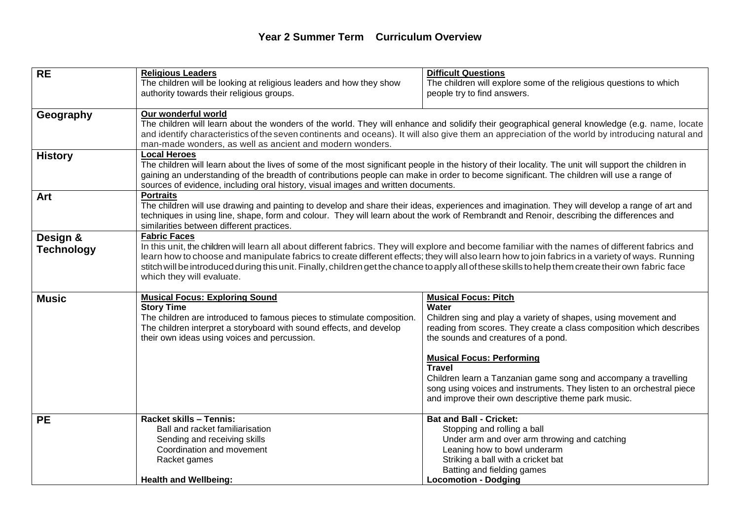## Year 2 Summer Term Curriculum Overview

| | | |
|---|---|---|
| **RE** | **Religious Leaders**<br>The children will be looking at religious leaders and how they show authority towards their religious groups. | **Difficult Questions**<br>The children will explore some of the religious questions to which people try to find answers. |
| **Geography** | **Our wonderful world**<br>The children will learn about the wonders of the world. They will enhance and solidify their geographical general knowledge (e.g. name, locate and identify characteristics of the seven continents and oceans). It will also give them an appreciation of the world by introducing natural and man-made wonders, as well as ancient and modern wonders. | |
| **History** | **Local Heroes**<br>The children will learn about the lives of some of the most significant people in the history of their locality. The unit will support the children in gaining an understanding of the breadth of contributions people can make in order to become significant. The children will use a range of sources of evidence, including oral history, visual images and written documents. | |
| **Art** | **Portraits**<br>The children will use drawing and painting to develop and share their ideas, experiences and imagination. They will develop a range of art and techniques in using line, shape, form and colour. They will learn about the work of Rembrandt and Renoir, describing the differences and similarities between different practices. | |
| **Design & Technology** | **Fabric Faces**<br>In this unit, the children will learn all about different fabrics. They will explore and become familiar with the names of different fabrics and learn how to choose and manipulate fabrics to create different effects; they will also learn how to join fabrics in a variety of ways. Running stitch will be introduced during this unit. Finally, children get the chance to apply all of these skills to help them create their own fabric face which they will evaluate. | |
| **Music** | **Musical Focus: Exploring Sound**<br>**Story Time**<br>The children are introduced to famous pieces to stimulate composition. The children interpret a storyboard with sound effects, and develop their own ideas using voices and percussion. | **Musical Focus: Pitch**<br>**Water**<br>Children sing and play a variety of shapes, using movement and reading from scores. They create a class composition which describes the sounds and creatures of a pond.<br><br>**Musical Focus: Performing**<br>**Travel**<br>Children learn a Tanzanian game song and accompany a travelling song using voices and instruments. They listen to an orchestral piece and improve their own descriptive theme park music. |
| **PE** | **Racket skills – Tennis:**<br>Ball and racket familiarisation<br>Sending and receiving skills<br>Coordination and movement<br>Racket games<br><br>**Health and Wellbeing:** | **Bat and Ball - Cricket:**<br>Stopping and rolling a ball<br>Under arm and over arm throwing and catching<br>Leaning how to bowl underarm<br>Striking a ball with a cricket bat<br>Batting and fielding games<br>**Locomotion - Dodging** |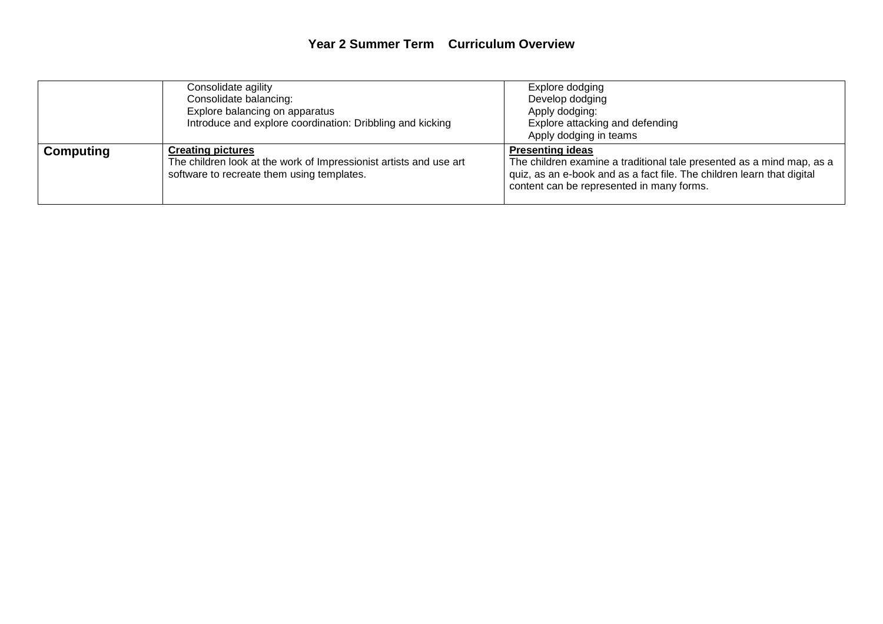# Year 2 Summer Term Curriculum Overview

| | | |
|---|---|---|
| | Consolidate agility<br>Consolidate balancing:<br>Explore balancing on apparatus<br>Introduce and explore coordination: Dribbling and kicking | Explore dodging<br>Develop dodging<br>Apply dodging:<br>Explore attacking and defending<br>Apply dodging in teams |
| **Computing** | **Creating pictures**<br>The children look at the work of Impressionist artists and use art software to recreate them using templates. | **Presenting ideas**<br>The children examine a traditional tale presented as a mind map, as a quiz, as an e-book and as a fact file. The children learn that digital content can be represented in many forms. |